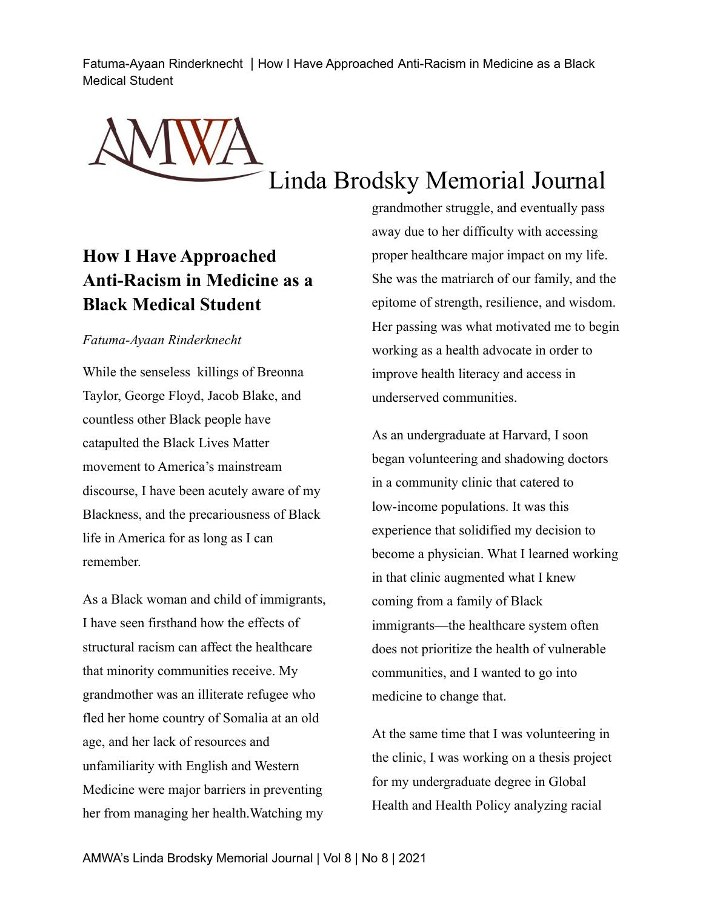# How I Have Approached Anti-Racism in Medicine as a Black Medical Student

*Fatuma-Ayaan Rinderknecht*

While the senseless killings of Breonna Taylor, George Floyd, Jacob Blake, and countless other Black people have catapulted the Black Lives Matter movement to America's mainstream discourse, I have been acutely aware of my Blackness, and the precariousness of Black life in America for as long as I can remember.

As a Black woman and child of immigrants, I have seen firsthand how the effects of structural racism can affect the healthcare that minority communities receive. My grandmother was an illiterate refugee who fled her home country of Somalia at an old age, and her lack of resources and unfamiliarity with English and Western Medicine were major barriers in preventing her from managing her health.Watching my grandmother struggle, and eventually pass away due to her difficulty with accessing proper healthcare major impact on my life. She was the matriarch of our family, and the epitome of strength, resilience, and wisdom. Her passing was what motivated me to begin working as a health advocate in order to improve health literacy and access in underserved communities.

As an undergraduate at Harvard, I soon began volunteering and shadowing doctors in a community clinic that catered to low-income populations. It was this experience that solidified my decision to become a physician. What I learned working in that clinic augmented what I knew coming from a family of Black immigrants—the healthcare system often does not prioritize the health of vulnerable communities, and I wanted to go into medicine to change that.

At the same time that I was volunteering in the clinic, I was working on a thesis project for my undergraduate degree in Global Health and Health Policy analyzing racial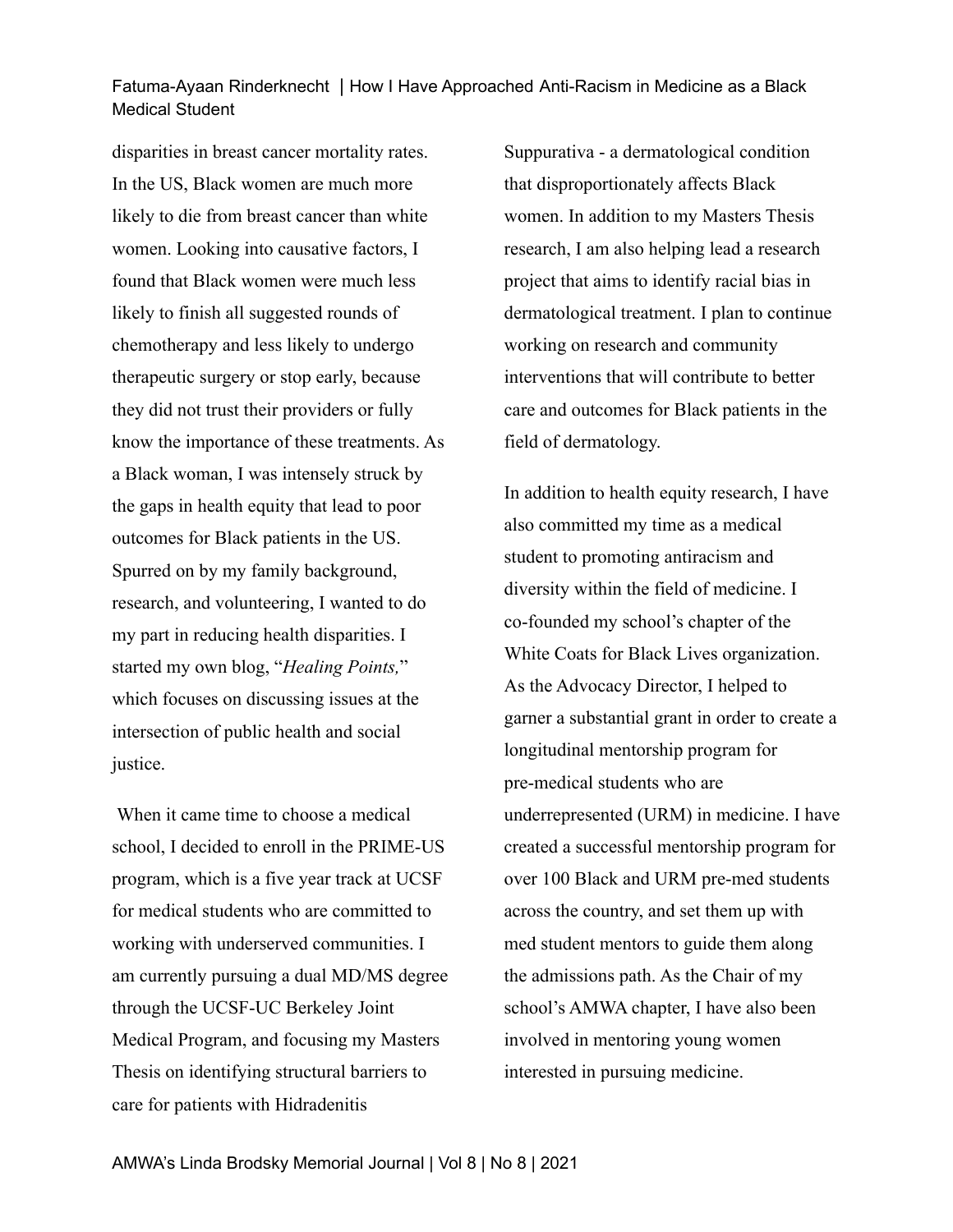disparities in breast cancer mortality rates. In the US, Black women are much more likely to die from breast cancer than white women. Looking into causative factors, I found that Black women were much less likely to finish all suggested rounds of chemotherapy and less likely to undergo therapeutic surgery or stop early, because they did not trust their providers or fully know the importance of these treatments. As a Black woman, I was intensely struck by the gaps in health equity that lead to poor outcomes for Black patients in the US. Spurred on by my family background, research, and volunteering, I wanted to do my part in reducing health disparities. I started my own blog, "*Healing Points,*" which focuses on discussing issues at the intersection of public health and social justice.

When it came time to choose a medical school, I decided to enroll in the PRIME-US program, which is a five year track at UCSF for medical students who are committed to working with underserved communities. I am currently pursuing a dual MD/MS degree through the UCSF-UC Berkeley Joint Medical Program, and focusing my Masters Thesis on identifying structural barriers to care for patients with Hidradenitis Suppurativa - a dermatological condition that disproportionately affects Black women. In addition to my Masters Thesis research, I am also helping lead a research project that aims to identify racial bias in dermatological treatment. I plan to continue working on research and community interventions that will contribute to better care and outcomes for Black patients in the field of dermatology.

In addition to health equity research, I have also committed my time as a medical student to promoting antiracism and diversity within the field of medicine. I co-founded my school's chapter of the White Coats for Black Lives organization. As the Advocacy Director, I helped to garner a substantial grant in order to create a longitudinal mentorship program for pre-medical students who are underrepresented (URM) in medicine. I have created a successful mentorship program for over 100 Black and URM pre-med students across the country, and set them up with med student mentors to guide them along the admissions path. As the Chair of my school's AMWA chapter, I have also been involved in mentoring young women interested in pursuing medicine.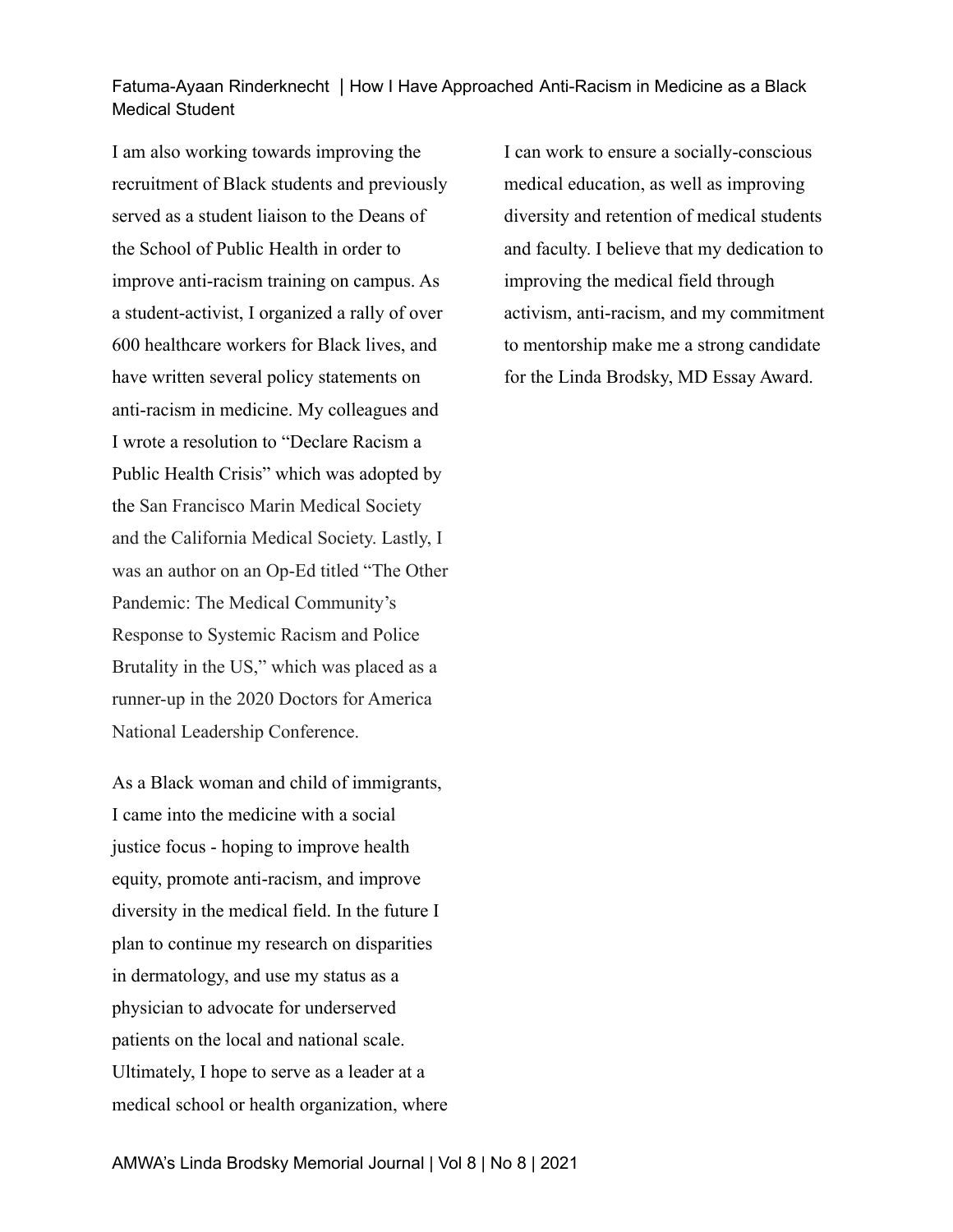I am also working towards improving the recruitment of Black students and previously served as a student liaison to the Deans of the School of Public Health in order to improve anti-racism training on campus. As a student-activist, I organized a rally of over 600 healthcare workers for Black lives, and have written several policy statements on anti-racism in medicine. My colleagues and I wrote a resolution to "Declare Racism a Public Health Crisis" which was adopted by the San Francisco Marin Medical Society and the California Medical Society. Lastly, I was an author on an Op-Ed titled "The Other Pandemic: The Medical Community's Response to Systemic Racism and Police Brutality in the US," which was placed as a runner-up in the 2020 Doctors for America National Leadership Conference.

As a Black woman and child of immigrants, I came into the medicine with a social justice focus - hoping to improve health equity, promote anti-racism, and improve diversity in the medical field. In the future I plan to continue my research on disparities in dermatology, and use my status as a physician to advocate for underserved patients on the local and national scale. Ultimately, I hope to serve as a leader at a medical school or health organization, where I can work to ensure a socially-conscious medical education, as well as improving diversity and retention of medical students and faculty. I believe that my dedication to improving the medical field through activism, anti-racism, and my commitment to mentorship make me a strong candidate for the Linda Brodsky, MD Essay Award.